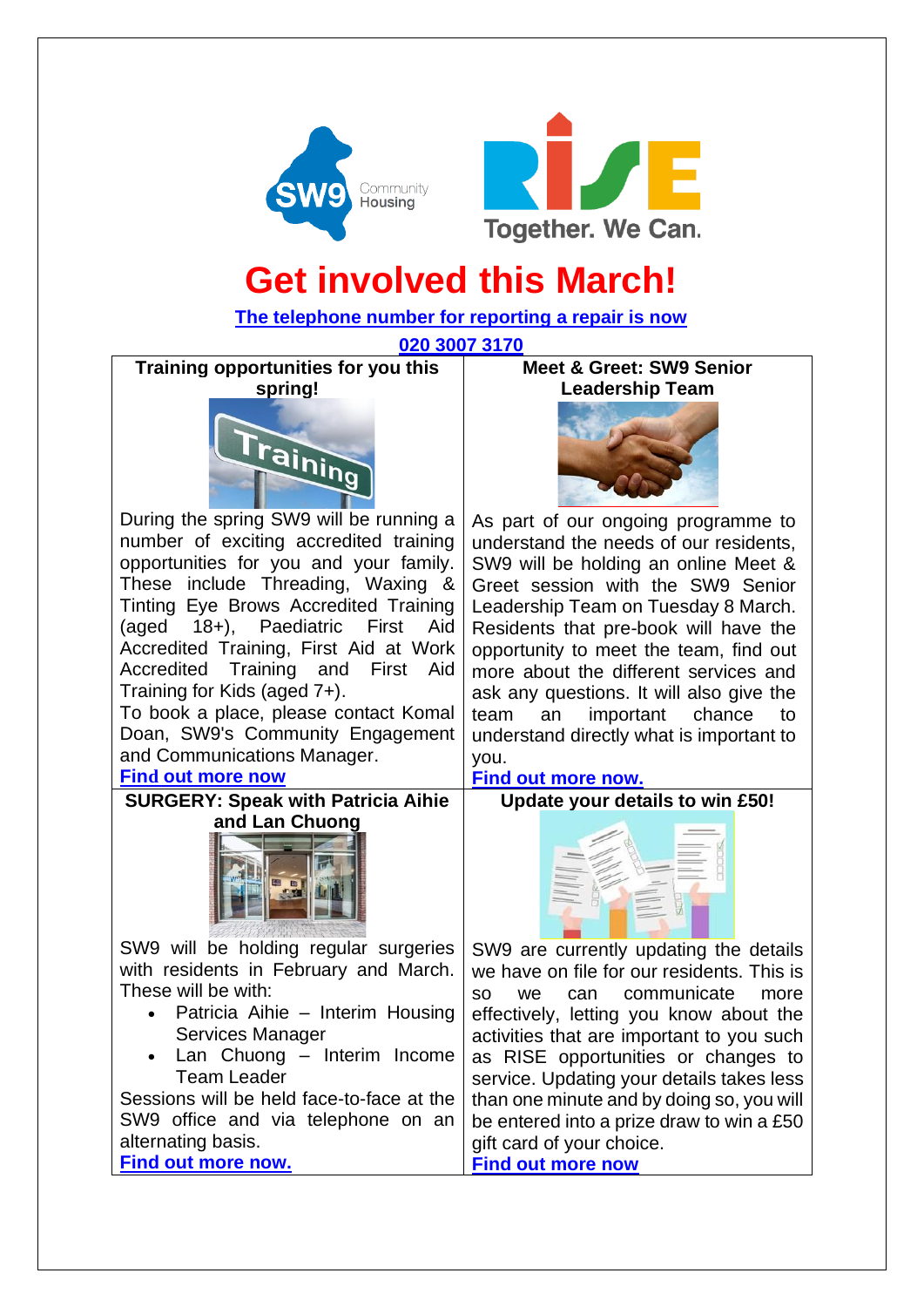# Get involved this March!

**The telephone number for reporting a repair is now 020 3007 3170**

## Training opportunities for you this spring!

During the spring SW9 will be running a number of exciting accredited training opportunities for you and your family. These include Threading, Waxing & Tinting Eye Brows Accredited Training (aged 18+), Paediatric First Aid Accredited Training, First Aid at Work Accredited Training and First Aid Training for Kids (aged 7+).

To book a place, please contact Komal Doan, SW9's Community Engagement and Communications Manager.

**Find out more now**

## Meet & Greet: SW9 Senior Leadership Team

As part of our ongoing programme to understand the needs of our residents, SW9 will be holding an online Meet & Greet session with the SW9 Senior Leadership Team on Tuesday 8 March. Residents that pre-book will have the opportunity to meet the team, find out more about the different services and ask any questions. It will also give the team an important chance to understand directly what is important to you.

**Find out more now.**

## SURGERY: Speak with Patricia Aihie and Lan Chuong

SW9 will be holding regular surgeries with residents in February and March. These will be with:

- Patricia Aihie – Interim Housing Services Manager
- Lan Chuong – Interim Income Team Leader

Sessions will be held face-to-face at the SW9 office and via telephone on an alternating basis.

**Find out more now.**

## Update your details to win £50!

SW9 are currently updating the details we have on file for our residents. This is so we can communicate more effectively, letting you know about the activities that are important to you such as RISE opportunities or changes to service. Updating your details takes less than one minute and by doing so, you will be entered into a prize draw to win a £50 gift card of your choice.

**Find out more now**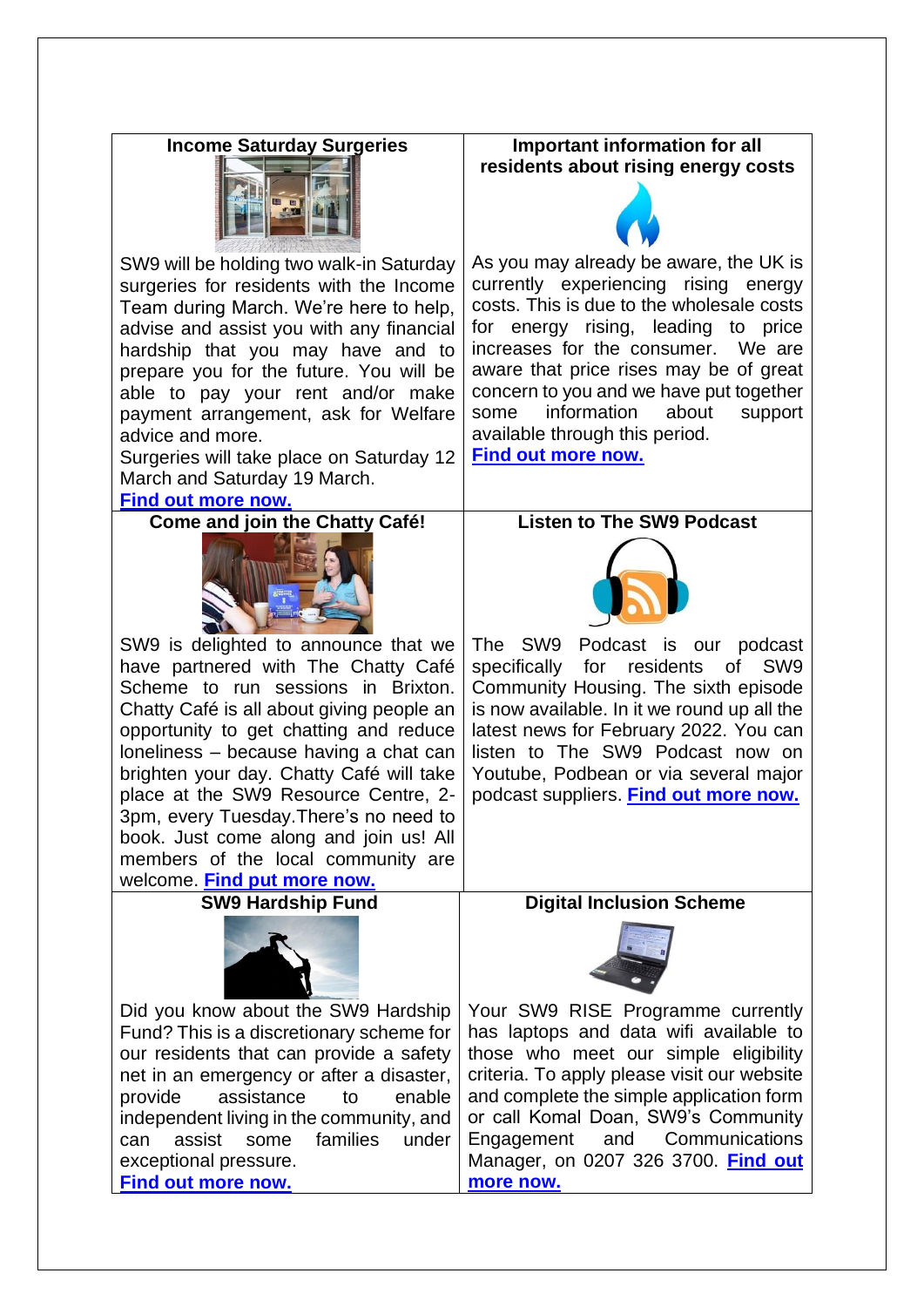## Income Saturday Surgeries

SW9 will be holding two walk-in Saturday surgeries for residents with the Income Team during March. We're here to help, advise and assist you with any financial hardship that you may have and to prepare you for the future. You will be able to pay your rent and/or make payment arrangement, ask for Welfare advice and more.
Surgeries will take place on Saturday 12 March and Saturday 19 March.
**Find out more now.**

## Important information for all residents about rising energy costs

As you may already be aware, the UK is currently experiencing rising energy costs. This is due to the wholesale costs for energy rising, leading to price increases for the consumer. We are aware that price rises may be of great concern to you and we have put together some information about support available through this period.
**Find out more now.**

## Come and join the Chatty Café!

SW9 is delighted to announce that we have partnered with The Chatty Café Scheme to run sessions in Brixton. Chatty Café is all about giving people an opportunity to get chatting and reduce loneliness – because having a chat can brighten your day. Chatty Café will take place at the SW9 Resource Centre, 2-3pm, every Tuesday.There's no need to book. Just come along and join us! All members of the local community are welcome. **Find put more now.**

## Listen to The SW9 Podcast

The SW9 Podcast is our podcast specifically for residents of SW9 Community Housing. The sixth episode is now available. In it we round up all the latest news for February 2022. You can listen to The SW9 Podcast now on Youtube, Podbean or via several major podcast suppliers. **Find out more now.**

## SW9 Hardship Fund

Did you know about the SW9 Hardship Fund? This is a discretionary scheme for our residents that can provide a safety net in an emergency or after a disaster, provide assistance to enable independent living in the community, and can assist some families under exceptional pressure.
**Find out more now.**

## Digital Inclusion Scheme

Your SW9 RISE Programme currently has laptops and data wifi available to those who meet our simple eligibility criteria. To apply please visit our website and complete the simple application form or call Komal Doan, SW9's Community Engagement and Communications Manager, on 0207 326 3700. **Find out more now.**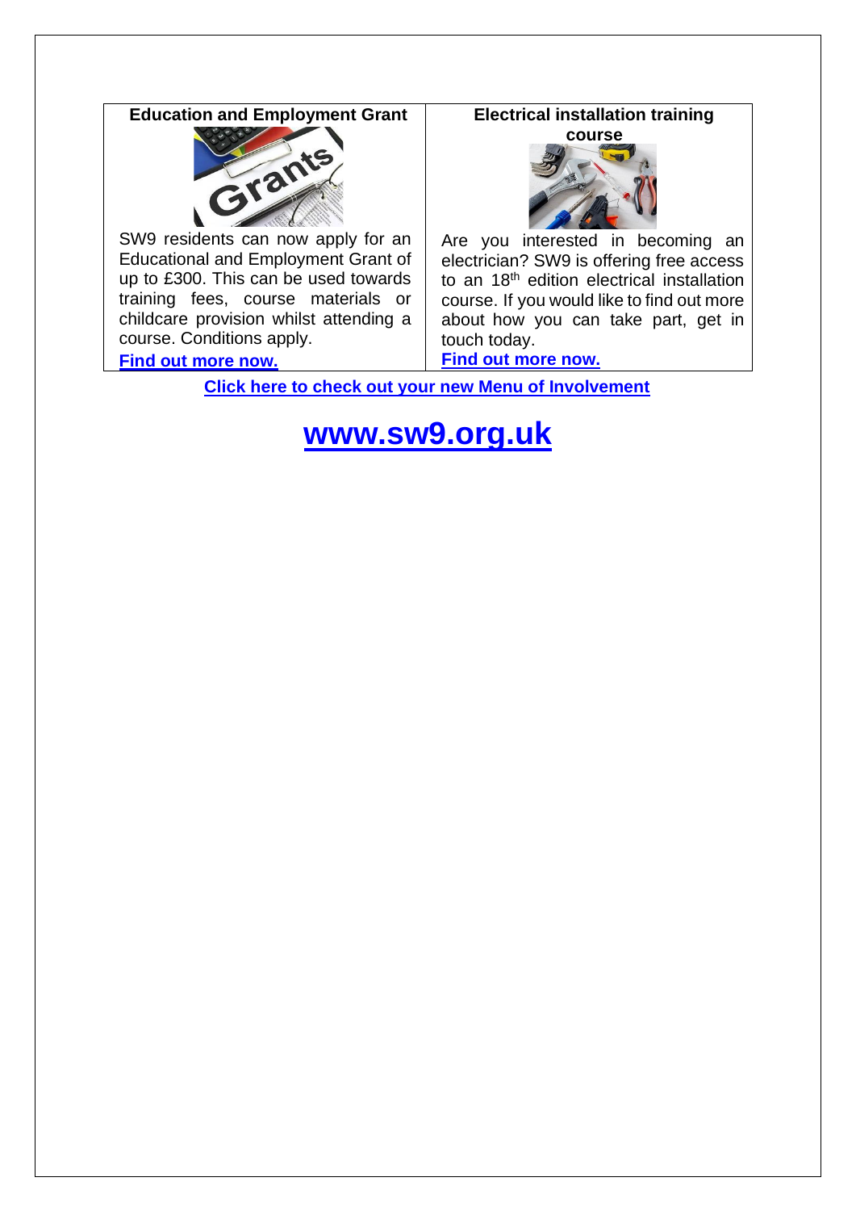**Education and Employment Grant**

SW9 residents can now apply for an Educational and Employment Grant of up to £300. This can be used towards training fees, course materials or childcare provision whilst attending a course. Conditions apply.

**Find out more now.**

**Electrical installation training course**

Are you interested in becoming an electrician? SW9 is offering free access to an 18th edition electrical installation course. If you would like to find out more about how you can take part, get in touch today.

**Find out more now.**

**Click here to check out your new Menu of Involvement**

# www.sw9.org.uk